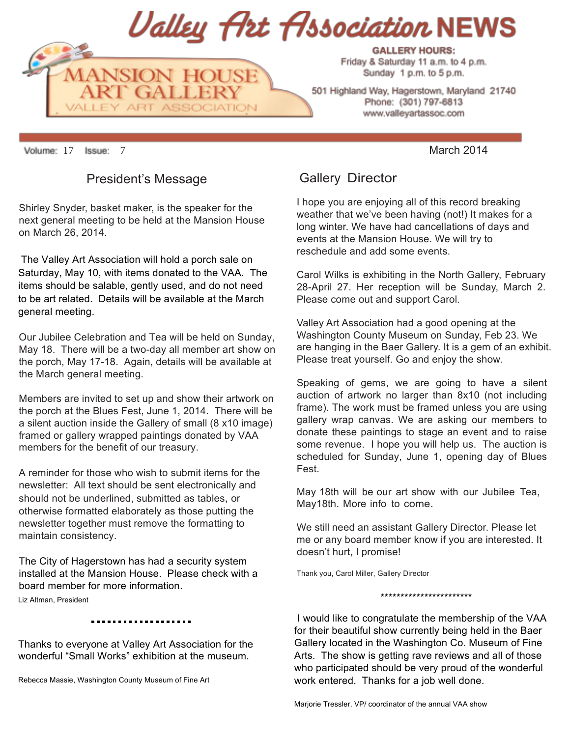# Valley Art Association NEWS

**MANSION HOUSE ART GALLERY**
VALLEY ART ASSOCIATION

**GALLERY HOURS:**
Friday & Saturday 11 a.m. to 4 p.m.
Sunday 1 p.m. to 5 p.m.

501 Highland Way, Hagerstown, Maryland 21740
Phone: (301) 797-6813
www.valleyartassoc.com

Volume: 17 Issue: 7

March 2014

## President's Message

Shirley Snyder, basket maker, is the speaker for the next general meeting to be held at the Mansion House on March 26, 2014.

The Valley Art Association will hold a porch sale on Saturday, May 10, with items donated to the VAA. The items should be salable, gently used, and do not need to be art related. Details will be available at the March general meeting.

Our Jubilee Celebration and Tea will be held on Sunday, May 18. There will be a two-day all member art show on the porch, May 17-18. Again, details will be available at the March general meeting.

Members are invited to set up and show their artwork on the porch at the Blues Fest, June 1, 2014. There will be a silent auction inside the Gallery of small (8 x10 image) framed or gallery wrapped paintings donated by VAA members for the benefit of our treasury.

A reminder for those who wish to submit items for the newsletter: All text should be sent electronically and should not be underlined, submitted as tables, or otherwise formatted elaborately as those putting the newsletter together must remove the formatting to maintain consistency.

The City of Hagerstown has had a security system installed at the Mansion House. Please check with a board member for more information.

Liz Altman, President

..................

Thanks to everyone at Valley Art Association for the wonderful "Small Works" exhibition at the museum.

Rebecca Massie, Washington County Museum of Fine Art

## Gallery Director

I hope you are enjoying all of this record breaking weather that we've been having (not!) It makes for a long winter. We have had cancellations of days and events at the Mansion House. We will try to reschedule and add some events.

Carol Wilks is exhibiting in the North Gallery, February 28-April 27. Her reception will be Sunday, March 2. Please come out and support Carol.

Valley Art Association had a good opening at the Washington County Museum on Sunday, Feb 23. We are hanging in the Baer Gallery. It is a gem of an exhibit. Please treat yourself. Go and enjoy the show.

Speaking of gems, we are going to have a silent auction of artwork no larger than 8x10 (not including frame). The work must be framed unless you are using gallery wrap canvas. We are asking our members to donate these paintings to stage an event and to raise some revenue. I hope you will help us. The auction is scheduled for Sunday, June 1, opening day of Blues Fest.

May 18th will be our art show with our Jubilee Tea, May18th. More info to come.

We still need an assistant Gallery Director. Please let me or any board member know if you are interested. It doesn't hurt, I promise!

Thank you, Carol Miller, Gallery Director

***********************

I would like to congratulate the membership of the VAA for their beautiful show currently being held in the Baer Gallery located in the Washington Co. Museum of Fine Arts. The show is getting rave reviews and all of those who participated should be very proud of the wonderful work entered. Thanks for a job well done.

Marjorie Tressler, VP/ coordinator of the annual VAA show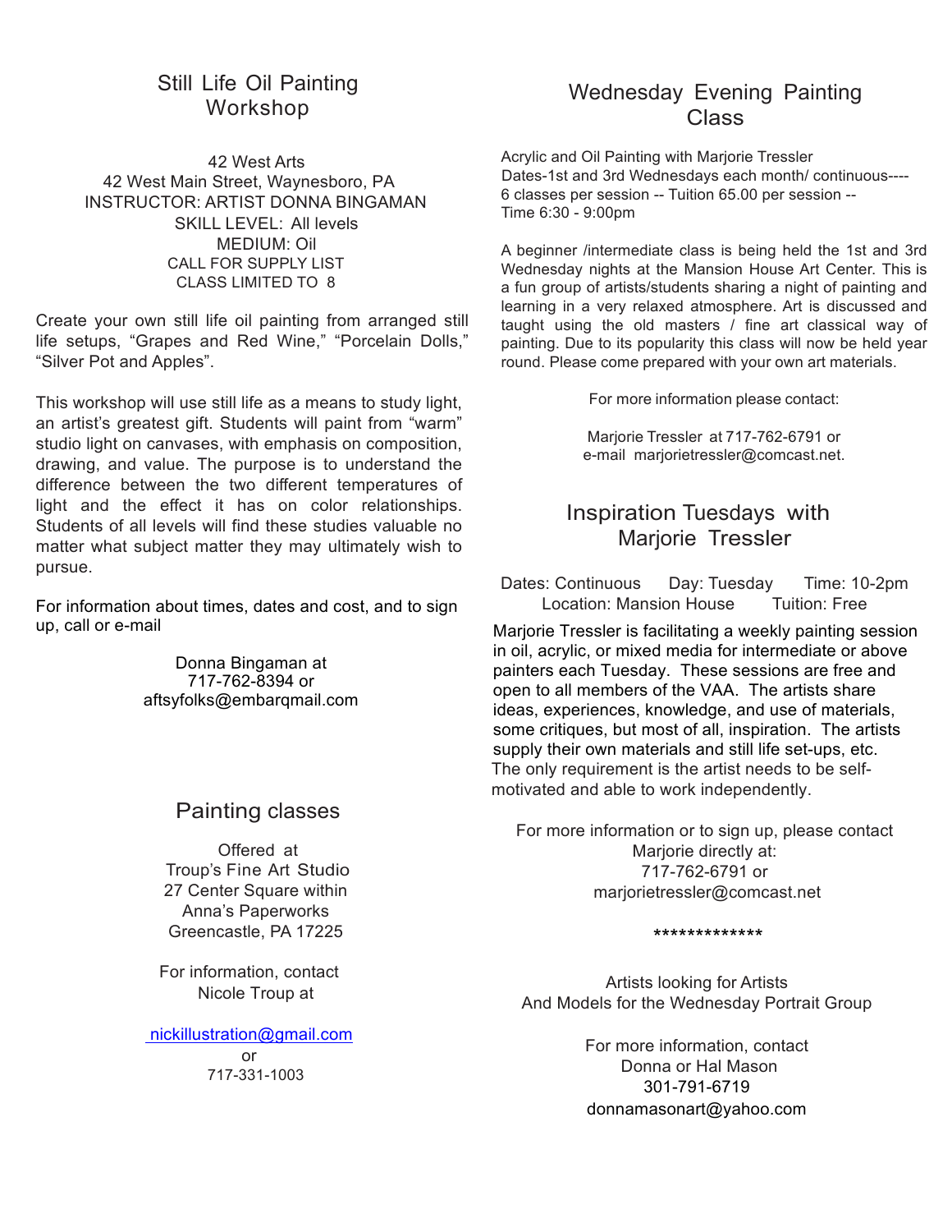## Still Life Oil Painting Workshop

42 West Arts
42 West Main Street, Waynesboro, PA
INSTRUCTOR: ARTIST DONNA BINGAMAN
SKILL LEVEL: All levels
MEDIUM: Oil
CALL FOR SUPPLY LIST
CLASS LIMITED TO 8

Create your own still life oil painting from arranged still life setups, “Grapes and Red Wine,” “Porcelain Dolls,” “Silver Pot and Apples”.

This workshop will use still life as a means to study light, an artist’s greatest gift. Students will paint from “warm” studio light on canvases, with emphasis on composition, drawing, and value. The purpose is to understand the difference between the two different temperatures of light and the effect it has on color relationships. Students of all levels will find these studies valuable no matter what subject matter they may ultimately wish to pursue.

For information about times, dates and cost, and to sign up, call or e-mail

Donna Bingaman at
717-762-8394 or
aftsyfolks@embarqmail.com

## Painting classes

Offered at
Troup’s Fine Art Studio
27 Center Square within
Anna’s Paperworks
Greencastle, PA 17225

For information, contact
Nicole Troup at

nickillustration@gmail.com
or
717-331-1003

## Wednesday Evening Painting Class

Acrylic and Oil Painting with Marjorie Tressler
Dates-1st and 3rd Wednesdays each month/ continuous----
6 classes per session -- Tuition 65.00 per session --
Time 6:30 - 9:00pm

A beginner /intermediate class is being held the 1st and 3rd Wednesday nights at the Mansion House Art Center. This is a fun group of artists/students sharing a night of painting and learning in a very relaxed atmosphere. Art is discussed and taught using the old masters / fine art classical way of painting. Due to its popularity this class will now be held year round. Please come prepared with your own art materials.

For more information please contact:

Marjorie Tressler at 717-762-6791 or
e-mail marjorietressler@comcast.net.

## Inspiration Tuesdays with Marjorie Tressler

Dates: Continuous Day: Tuesday Time: 10-2pm
Location: Mansion House Tuition: Free

Marjorie Tressler is facilitating a weekly painting session in oil, acrylic, or mixed media for intermediate or above painters each Tuesday. These sessions are free and open to all members of the VAA. The artists share ideas, experiences, knowledge, and use of materials, some critiques, but most of all, inspiration. The artists supply their own materials and still life set-ups, etc. The only requirement is the artist needs to be self-motivated and able to work independently.

For more information or to sign up, please contact
Marjorie directly at:
717-762-6791 or
marjorietressler@comcast.net

*************

Artists looking for Artists
And Models for the Wednesday Portrait Group

For more information, contact
Donna or Hal Mason
301-791-6719
donnamasonart@yahoo.com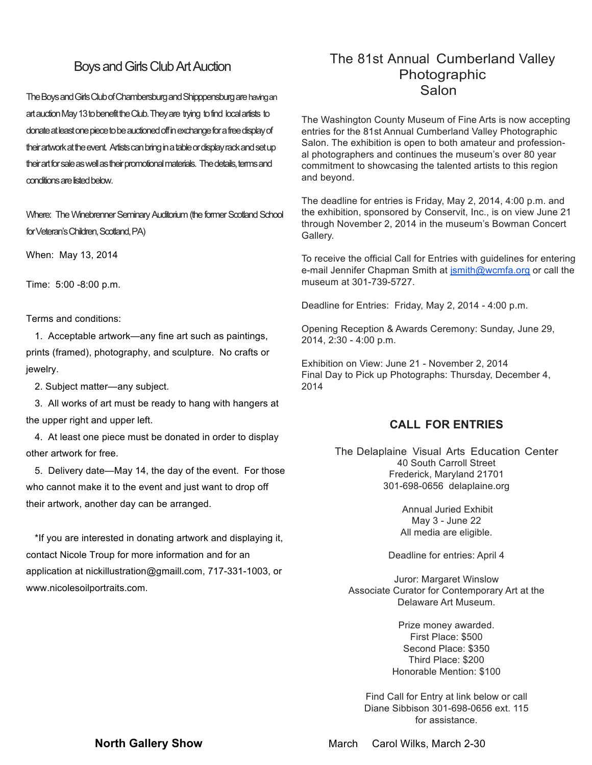## Boys and Girls Club Art Auction

The Boys and Girls Club of Chambersburg and Shipppensburg are having an art auction May 13 to benefit the Club. They are trying to find local artists to donate at least one piece to be auctioned off in exchange for a free display of their artwork at the event. Artists can bring in a table or display rack and set up their art for sale as well as their promotional materials. The details, terms and conditions are listed below.

Where: The Winebrenner Seminary Auditorium (the former Scotland School for Veteran's Children, Scotland, PA)

When: May 13, 2014

Time: 5:00 -8:00 p.m.

Terms and conditions:

1. Acceptable artwork—any fine art such as paintings, prints (framed), photography, and sculpture. No crafts or jewelry.
2. Subject matter—any subject.
3. All works of art must be ready to hang with hangers at the upper right and upper left.
4. At least one piece must be donated in order to display other artwork for free.
5. Delivery date—May 14, the day of the event. For those who cannot make it to the event and just want to drop off their artwork, another day can be arranged.

*If you are interested in donating artwork and displaying it, contact Nicole Troup for more information and for an application at nickillustration@gmaill.com, 717-331-1003, or www.nicolesoilportraits.com.

**North Gallery Show**

## The 81st Annual Cumberland Valley Photographic Salon

The Washington County Museum of Fine Arts is now accepting entries for the 81st Annual Cumberland Valley Photographic Salon. The exhibition is open to both amateur and professional photographers and continues the museum's over 80 year commitment to showcasing the talented artists to this region and beyond.

The deadline for entries is Friday, May 2, 2014, 4:00 p.m. and the exhibition, sponsored by Conservit, Inc., is on view June 21 through November 2, 2014 in the museum's Bowman Concert Gallery.

To receive the official Call for Entries with guidelines for entering e-mail Jennifer Chapman Smith at jsmith@wcmfa.org or call the museum at 301-739-5727.

Deadline for Entries: Friday, May 2, 2014 - 4:00 p.m.

Opening Reception & Awards Ceremony: Sunday, June 29, 2014, 2:30 - 4:00 p.m.

Exhibition on View: June 21 - November 2, 2014
Final Day to Pick up Photographs: Thursday, December 4, 2014

### CALL FOR ENTRIES

The Delaplaine Visual Arts Education Center
40 South Carroll Street
Frederick, Maryland 21701
301-698-0656 delaplaine.org

Annual Juried Exhibit
May 3 - June 22
All media are eligible.

Deadline for entries: April 4

Juror: Margaret Winslow
Associate Curator for Contemporary Art at the Delaware Art Museum.

Prize money awarded.
First Place: $500
Second Place: $350
Third Place: $200
Honorable Mention: $100

Find Call for Entry at link below or call Diane Sibbison 301-698-0656 ext. 115 for assistance.

March Carol Wilks, March 2-30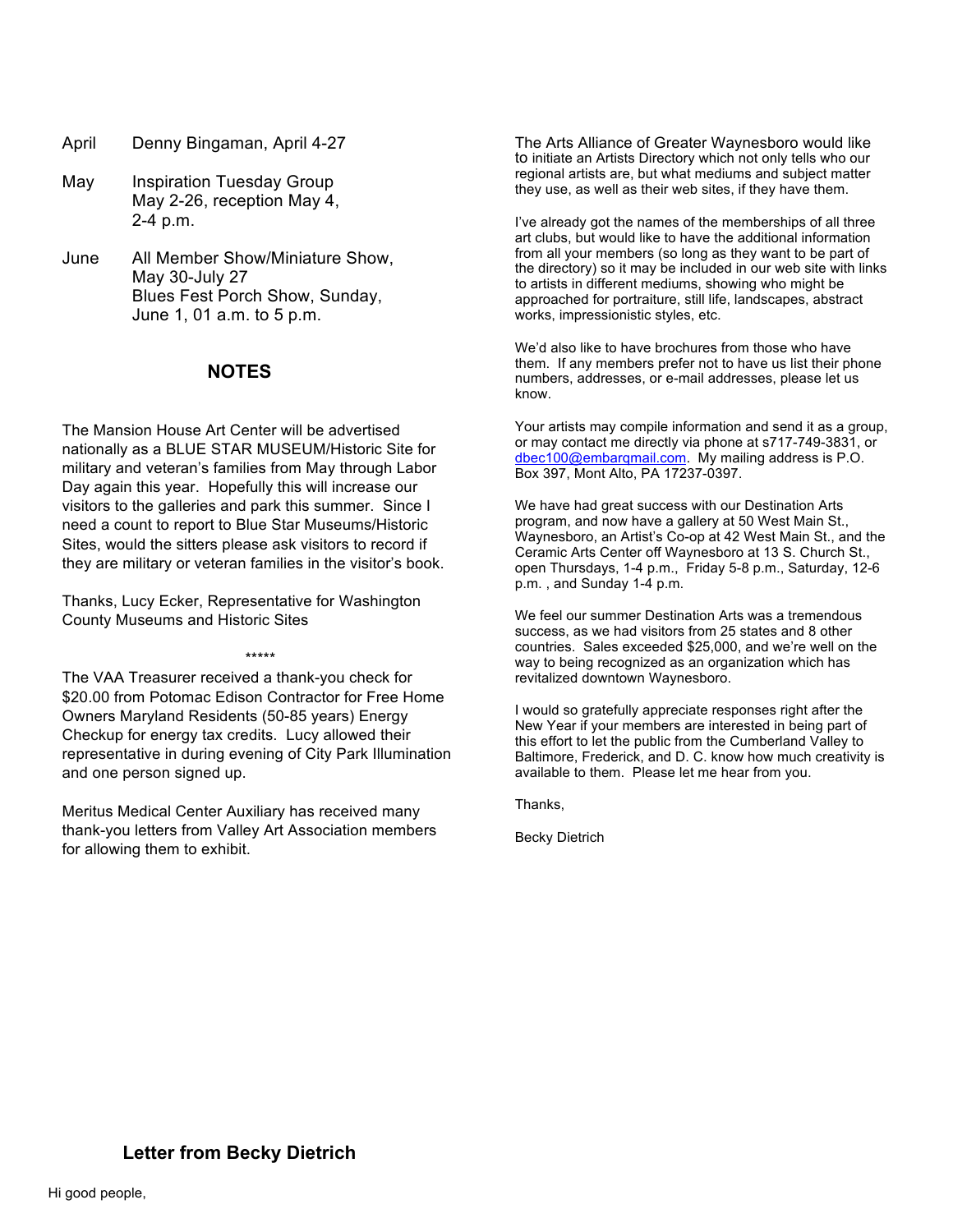| | |
|---|---|
| April | Denny Bingaman, April 4-27 |
| May | Inspiration Tuesday Group<br>May 2-26, reception May 4,<br>2-4 p.m. |
| June | All Member Show/Miniature Show,<br>May 30-July 27<br>Blues Fest Porch Show, Sunday,<br>June 1, 01 a.m. to 5 p.m. |

## NOTES

The Mansion House Art Center will be advertised nationally as a BLUE STAR MUSEUM/Historic Site for military and veteran's families from May through Labor Day again this year. Hopefully this will increase our visitors to the galleries and park this summer. Since I need a count to report to Blue Star Museums/Historic Sites, would the sitters please ask visitors to record if they are military or veteran families in the visitor's book.

Thanks, Lucy Ecker, Representative for Washington County Museums and Historic Sites

*****

The VAA Treasurer received a thank-you check for $20.00 from Potomac Edison Contractor for Free Home Owners Maryland Residents (50-85 years) Energy Checkup for energy tax credits. Lucy allowed their representative in during evening of City Park Illumination and one person signed up.

Meritus Medical Center Auxiliary has received many thank-you letters from Valley Art Association members for allowing them to exhibit.

The Arts Alliance of Greater Waynesboro would like to initiate an Artists Directory which not only tells who our regional artists are, but what mediums and subject matter they use, as well as their web sites, if they have them.

I've already got the names of the memberships of all three art clubs, but would like to have the additional information from all your members (so long as they want to be part of the directory) so it may be included in our web site with links to artists in different mediums, showing who might be approached for portraiture, still life, landscapes, abstract works, impressionistic styles, etc.

We'd also like to have brochures from those who have them. If any members prefer not to have us list their phone numbers, addresses, or e-mail addresses, please let us know.

Your artists may compile information and send it as a group, or may contact me directly via phone at s717-749-3831, or dbec100@embarqmail.com. My mailing address is P.O. Box 397, Mont Alto, PA 17237-0397.

We have had great success with our Destination Arts program, and now have a gallery at 50 West Main St., Waynesboro, an Artist's Co-op at 42 West Main St., and the Ceramic Arts Center off Waynesboro at 13 S. Church St., open Thursdays, 1-4 p.m., Friday 5-8 p.m., Saturday, 12-6 p.m. , and Sunday 1-4 p.m.

We feel our summer Destination Arts was a tremendous success, as we had visitors from 25 states and 8 other countries. Sales exceeded $25,000, and we're well on the way to being recognized as an organization which has revitalized downtown Waynesboro.

I would so gratefully appreciate responses right after the New Year if your members are interested in being part of this effort to let the public from the Cumberland Valley to Baltimore, Frederick, and D. C. know how much creativity is available to them. Please let me hear from you.

Thanks,

Becky Dietrich

### Letter from Becky Dietrich

Hi good people,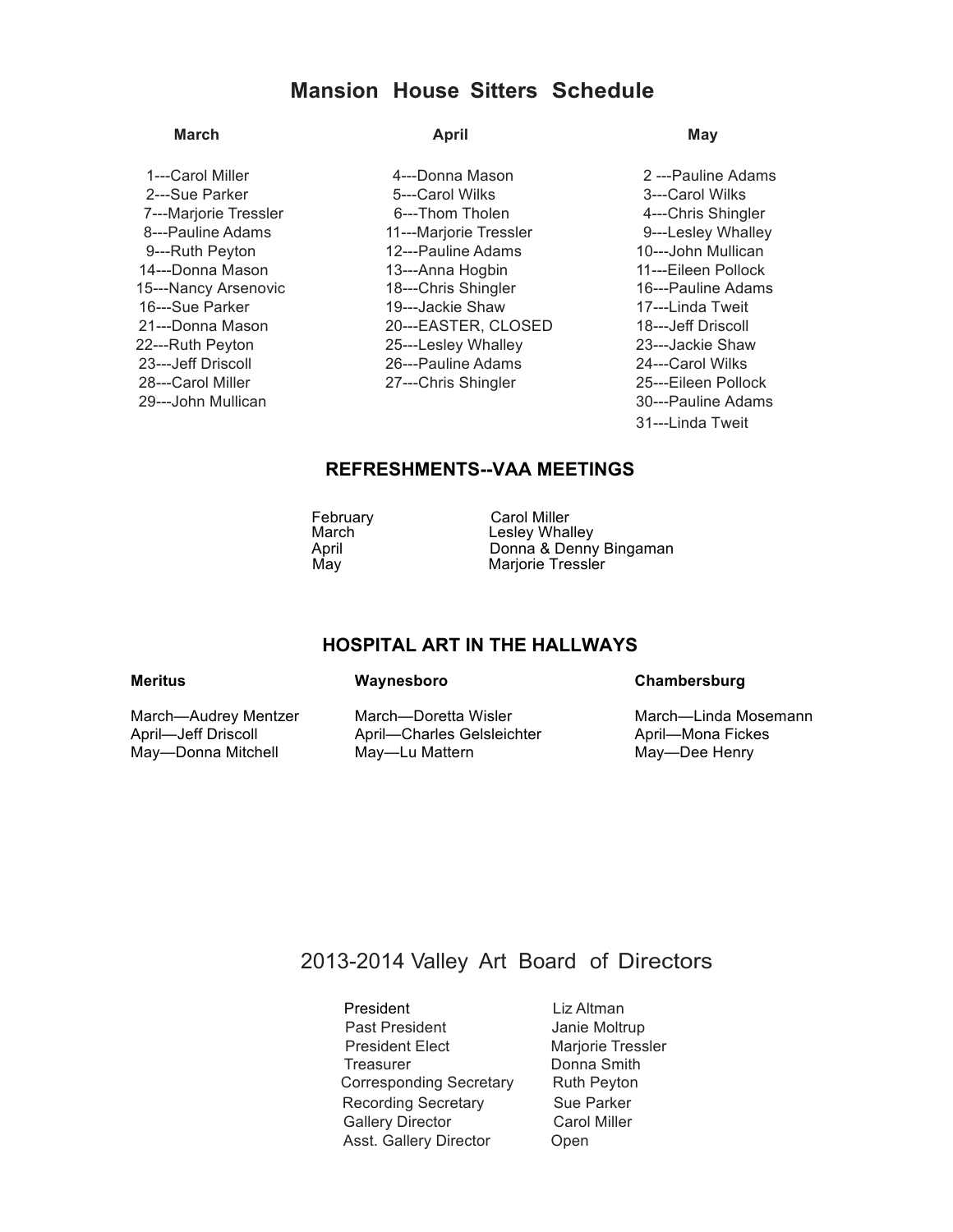# Mansion House Sitters Schedule

| March | April | May |
|---|---|---|
| 1---Carol Miller | 4---Donna Mason | 2 ---Pauline Adams |
| 2---Sue Parker | 5---Carol Wilks | 3---Carol Wilks |
| 7---Marjorie Tressler | 6---Thom Tholen | 4---Chris Shingler |
| 8---Pauline Adams | 11---Marjorie Tressler | 9---Lesley Whalley |
| 9---Ruth Peyton | 12---Pauline Adams | 10---John Mullican |
| 14---Donna Mason | 13---Anna Hogbin | 11---Eileen Pollock |
| 15---Nancy Arsenovic | 18---Chris Shingler | 16---Pauline Adams |
| 16---Sue Parker | 19---Jackie Shaw | 17---Linda Tweit |
| 21---Donna Mason | 20---EASTER, CLOSED | 18---Jeff Driscoll |
| 22---Ruth Peyton | 25---Lesley Whalley | 23---Jackie Shaw |
| 23---Jeff Driscoll | 26---Pauline Adams | 24---Carol Wilks |
| 28---Carol Miller | 27---Chris Shingler | 25---Eileen Pollock |
| 29---John Mullican | | 30---Pauline Adams |
| | | 31---Linda Tweit |

## REFRESHMENTS--VAA MEETINGS

| | |
|---|---|
| February | Carol Miller |
| March | Lesley Whalley |
| April | Donna & Denny Bingaman |
| May | Marjorie Tressler |

## HOSPITAL ART IN THE HALLWAYS

| Meritus | Waynesboro | Chambersburg |
|---|---|---|
| March—Audrey Mentzer | March—Doretta Wisler | March—Linda Mosemann |
| April—Jeff Driscoll | April—Charles Gelsleichter | April—Mona Fickes |
| May—Donna Mitchell | May—Lu Mattern | May—Dee Henry |

## 2013-2014 Valley Art Board of Directors

| | |
|---|---|
| President | Liz Altman |
| Past President | Janie Moltrup |
| President Elect | Marjorie Tressler |
| Treasurer | Donna Smith |
| Corresponding Secretary | Ruth Peyton |
| Recording Secretary | Sue Parker |
| Gallery Director | Carol Miller |
| Asst. Gallery Director | Open |